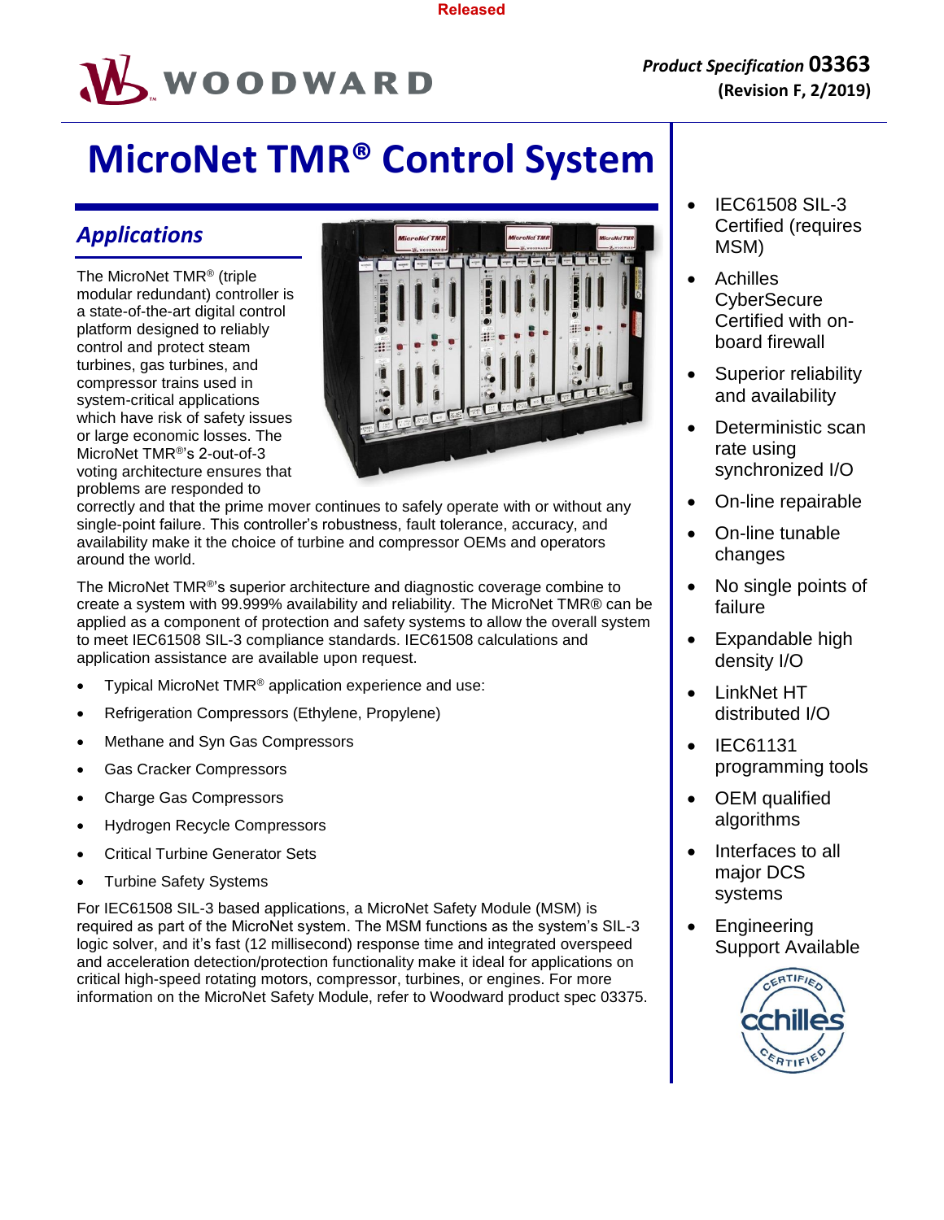Released

WOODWARD

*Product Specification* **03363**
**(Revision F, 2/2019)**

# MicroNet TMR® Control System

## *Applications*

The MicroNet TMR® (triple modular redundant) controller is a state-of-the-art digital control platform designed to reliably control and protect steam turbines, gas turbines, and compressor trains used in system-critical applications which have risk of safety issues or large economic losses. The MicroNet TMR®'s 2-out-of-3 voting architecture ensures that problems are responded to correctly and that the prime mover continues to safely operate with or without any single-point failure. This controller's robustness, fault tolerance, accuracy, and availability make it the choice of turbine and compressor OEMs and operators around the world.

The MicroNet TMR®'s superior architecture and diagnostic coverage combine to create a system with 99.999% availability and reliability. The MicroNet TMR® can be applied as a component of protection and safety systems to allow the overall system to meet IEC61508 SIL-3 compliance standards. IEC61508 calculations and application assistance are available upon request.

- Typical MicroNet TMR® application experience and use:
- Refrigeration Compressors (Ethylene, Propylene)
- Methane and Syn Gas Compressors
- Gas Cracker Compressors
- Charge Gas Compressors
- Hydrogen Recycle Compressors
- Critical Turbine Generator Sets
- Turbine Safety Systems

For IEC61508 SIL-3 based applications, a MicroNet Safety Module (MSM) is required as part of the MicroNet system. The MSM functions as the system's SIL-3 logic solver, and it's fast (12 millisecond) response time and integrated overspeed and acceleration detection/protection functionality make it ideal for applications on critical high-speed rotating motors, compressor, turbines, or engines. For more information on the MicroNet Safety Module, refer to Woodward product spec 03375.

- IEC61508 SIL-3 Certified (requires MSM)
- Achilles CyberSecure Certified with on-board firewall
- Superior reliability and availability
- Deterministic scan rate using synchronized I/O
- On-line repairable
- On-line tunable changes
- No single points of failure
- Expandable high density I/O
- LinkNet HT distributed I/O
- IEC61131 programming tools
- OEM qualified algorithms
- Interfaces to all major DCS systems
- Engineering Support Available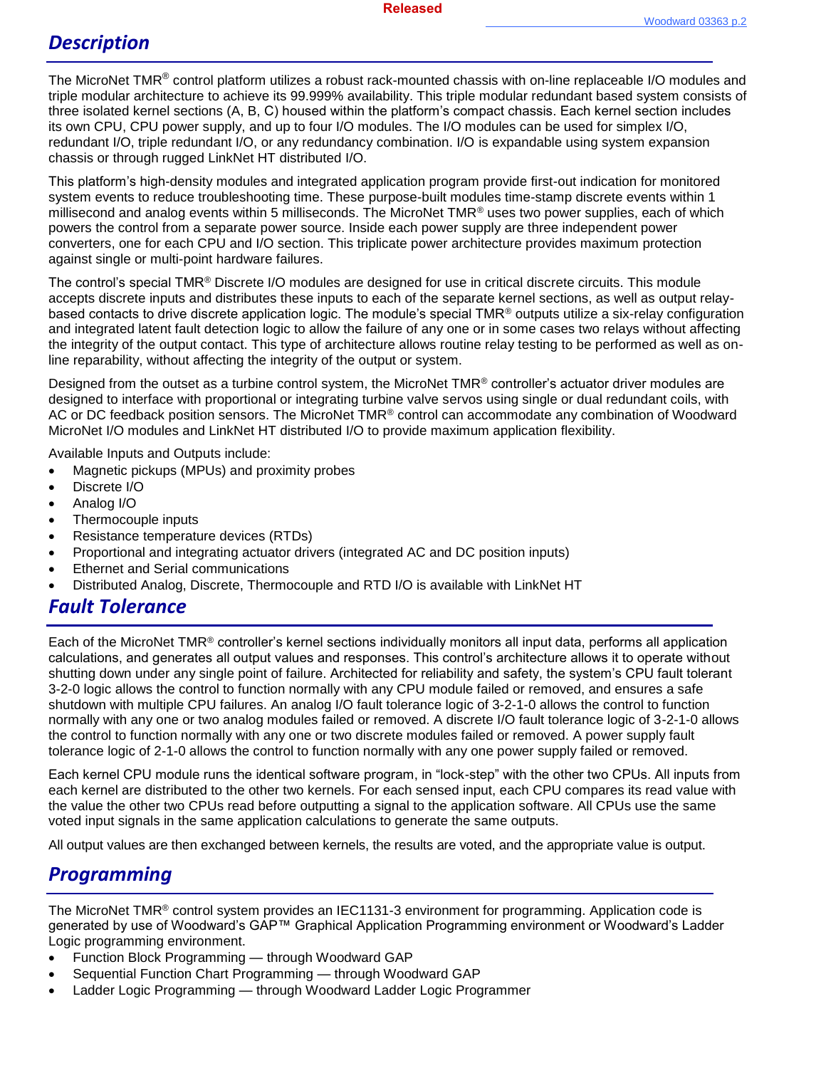## Description

The MicroNet TMR® control platform utilizes a robust rack-mounted chassis with on-line replaceable I/O modules and triple modular architecture to achieve its 99.999% availability. This triple modular redundant based system consists of three isolated kernel sections (A, B, C) housed within the platform's compact chassis. Each kernel section includes its own CPU, CPU power supply, and up to four I/O modules. The I/O modules can be used for simplex I/O, redundant I/O, triple redundant I/O, or any redundancy combination. I/O is expandable using system expansion chassis or through rugged LinkNet HT distributed I/O.

This platform's high-density modules and integrated application program provide first-out indication for monitored system events to reduce troubleshooting time. These purpose-built modules time-stamp discrete events within 1 millisecond and analog events within 5 milliseconds. The MicroNet TMR® uses two power supplies, each of which powers the control from a separate power source. Inside each power supply are three independent power converters, one for each CPU and I/O section. This triplicate power architecture provides maximum protection against single or multi-point hardware failures.

The control's special TMR® Discrete I/O modules are designed for use in critical discrete circuits. This module accepts discrete inputs and distributes these inputs to each of the separate kernel sections, as well as output relay-based contacts to drive discrete application logic. The module's special TMR® outputs utilize a six-relay configuration and integrated latent fault detection logic to allow the failure of any one or in some cases two relays without affecting the integrity of the output contact. This type of architecture allows routine relay testing to be performed as well as on-line reparability, without affecting the integrity of the output or system.

Designed from the outset as a turbine control system, the MicroNet TMR® controller's actuator driver modules are designed to interface with proportional or integrating turbine valve servos using single or dual redundant coils, with AC or DC feedback position sensors. The MicroNet TMR® control can accommodate any combination of Woodward MicroNet I/O modules and LinkNet HT distributed I/O to provide maximum application flexibility.

Available Inputs and Outputs include:

- Magnetic pickups (MPUs) and proximity probes
- Discrete I/O
- Analog I/O
- Thermocouple inputs
- Resistance temperature devices (RTDs)
- Proportional and integrating actuator drivers (integrated AC and DC position inputs)
- Ethernet and Serial communications
- Distributed Analog, Discrete, Thermocouple and RTD I/O is available with LinkNet HT

## Fault Tolerance

Each of the MicroNet TMR® controller's kernel sections individually monitors all input data, performs all application calculations, and generates all output values and responses. This control's architecture allows it to operate without shutting down under any single point of failure. Architected for reliability and safety, the system's CPU fault tolerant 3-2-0 logic allows the control to function normally with any CPU module failed or removed, and ensures a safe shutdown with multiple CPU failures. An analog I/O fault tolerance logic of 3-2-1-0 allows the control to function normally with any one or two analog modules failed or removed. A discrete I/O fault tolerance logic of 3-2-1-0 allows the control to function normally with any one or two discrete modules failed or removed. A power supply fault tolerance logic of 2-1-0 allows the control to function normally with any one power supply failed or removed.

Each kernel CPU module runs the identical software program, in "lock-step" with the other two CPUs. All inputs from each kernel are distributed to the other two kernels. For each sensed input, each CPU compares its read value with the value the other two CPUs read before outputting a signal to the application software. All CPUs use the same voted input signals in the same application calculations to generate the same outputs.

All output values are then exchanged between kernels, the results are voted, and the appropriate value is output.

## Programming

The MicroNet TMR® control system provides an IEC1131-3 environment for programming. Application code is generated by use of Woodward's GAP™ Graphical Application Programming environment or Woodward's Ladder Logic programming environment.

- Function Block Programming — through Woodward GAP
- Sequential Function Chart Programming — through Woodward GAP
- Ladder Logic Programming — through Woodward Ladder Logic Programmer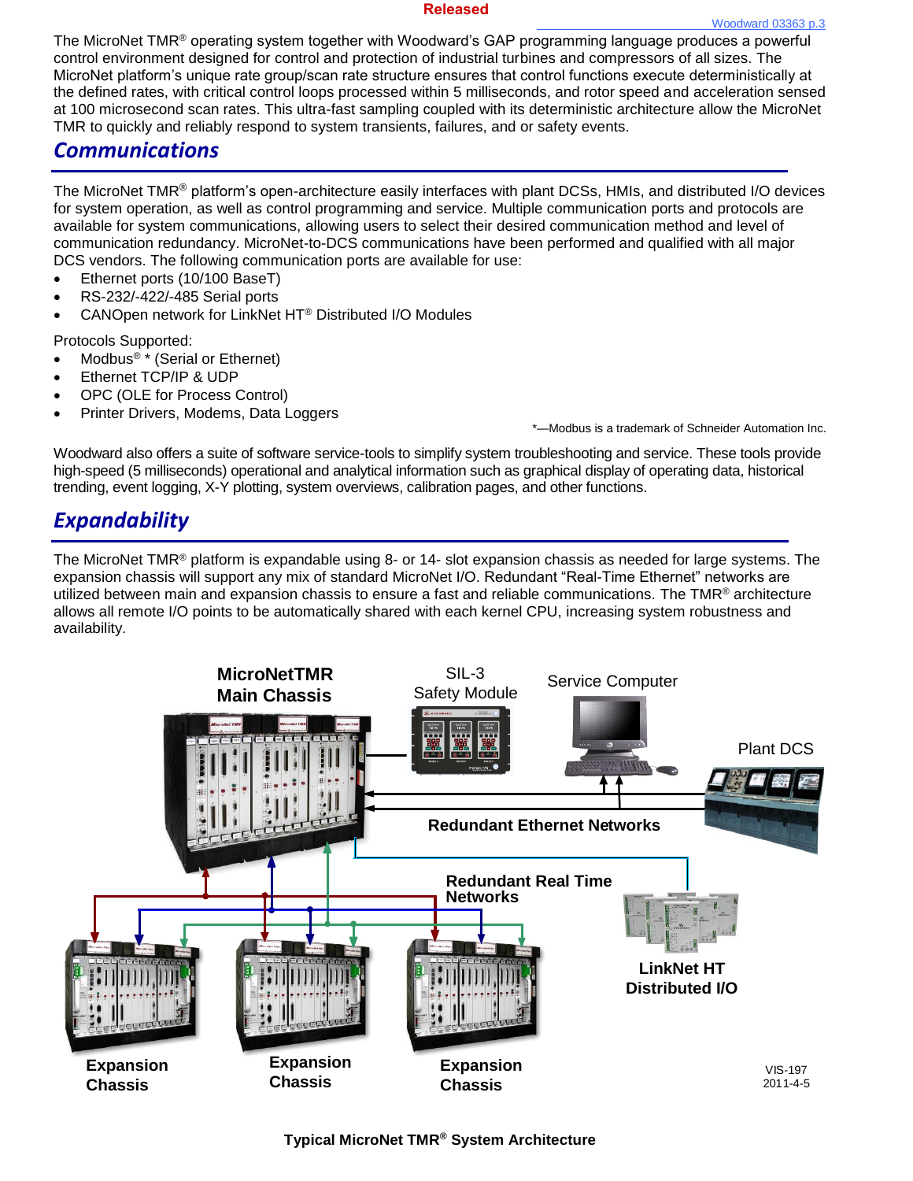The MicroNet TMR® operating system together with Woodward's GAP programming language produces a powerful control environment designed for control and protection of industrial turbines and compressors of all sizes. The MicroNet platform's unique rate group/scan rate structure ensures that control functions execute deterministically at the defined rates, with critical control loops processed within 5 milliseconds, and rotor speed and acceleration sensed at 100 microsecond scan rates. This ultra-fast sampling coupled with its deterministic architecture allow the MicroNet TMR to quickly and reliably respond to system transients, failures, and or safety events.

## Communications

The MicroNet TMR® platform's open-architecture easily interfaces with plant DCSs, HMIs, and distributed I/O devices for system operation, as well as control programming and service. Multiple communication ports and protocols are available for system communications, allowing users to select their desired communication method and level of communication redundancy. MicroNet-to-DCS communications have been performed and qualified with all major DCS vendors. The following communication ports are available for use:

- Ethernet ports (10/100 BaseT)
- RS-232/-422/-485 Serial ports
- CANOpen network for LinkNet HT® Distributed I/O Modules

Protocols Supported:

- Modbus® * (Serial or Ethernet)
- Ethernet TCP/IP & UDP
- OPC (OLE for Process Control)
- Printer Drivers, Modems, Data Loggers

*—Modbus is a trademark of Schneider Automation Inc.

Woodward also offers a suite of software service-tools to simplify system troubleshooting and service. These tools provide high-speed (5 milliseconds) operational and analytical information such as graphical display of operating data, historical trending, event logging, X-Y plotting, system overviews, calibration pages, and other functions.

## Expandability

The MicroNet TMR® platform is expandable using 8- or 14- slot expansion chassis as needed for large systems. The expansion chassis will support any mix of standard MicroNet I/O. Redundant "Real-Time Ethernet" networks are utilized between main and expansion chassis to ensure a fast and reliable communications. The TMR® architecture allows all remote I/O points to be automatically shared with each kernel CPU, increasing system robustness and availability.

MicroNetTMR Main Chassis | SIL-3 Safety Module | Service Computer | Plant DCS | Redundant Ethernet Networks | Redundant Real Time Networks | LinkNet HT Distributed I/O | Expansion Chassis | Expansion Chassis | Expansion Chassis

VIS-197
2011-4-5

**Typical MicroNet TMR® System Architecture**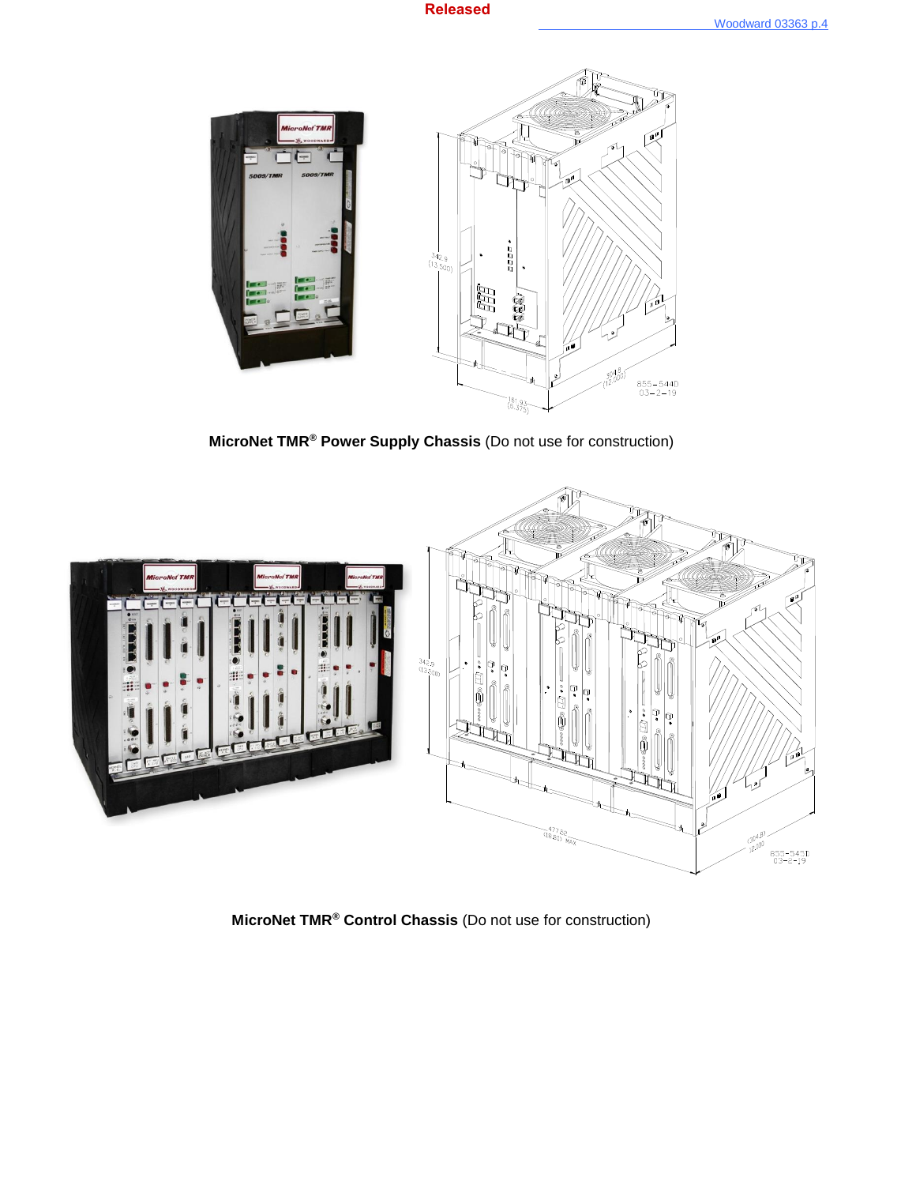MicroNet TMR® Power Supply Chassis (Do not use for construction)

MicroNet TMR® Control Chassis (Do not use for construction)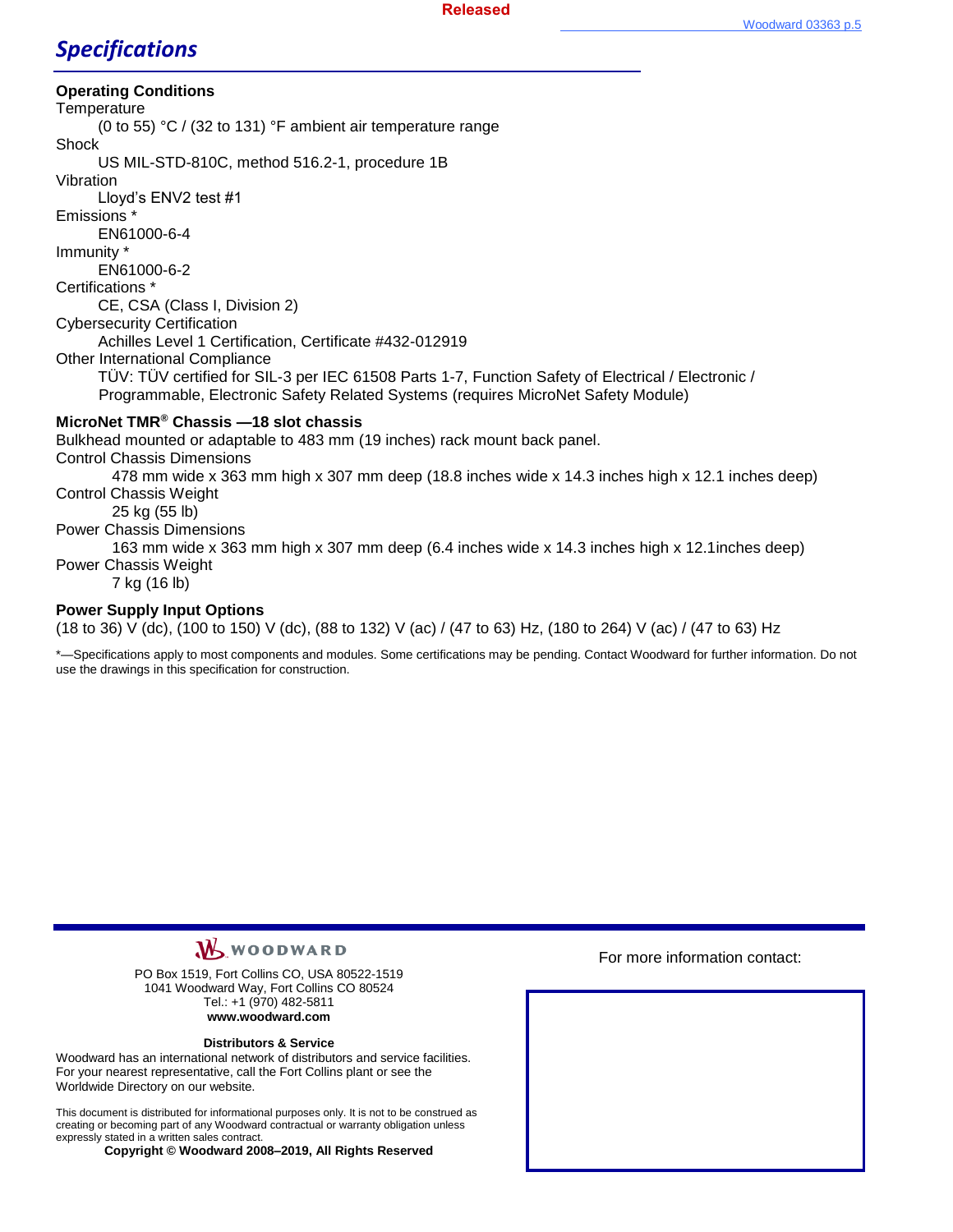## *Specifications*

**Operating Conditions**

Temperature

(0 to 55) °C / (32 to 131) °F ambient air temperature range

Shock

US MIL-STD-810C, method 516.2-1, procedure 1B

Vibration

Lloyd's ENV2 test #1

Emissions *

EN61000-6-4

Immunity *

EN61000-6-2

Certifications *

CE, CSA (Class I, Division 2)

Cybersecurity Certification

Achilles Level 1 Certification, Certificate #432-012919

Other International Compliance

TÜV: TÜV certified for SIL-3 per IEC 61508 Parts 1-7, Function Safety of Electrical / Electronic / Programmable, Electronic Safety Related Systems (requires MicroNet Safety Module)

**MicroNet TMR® Chassis —18 slot chassis**

Bulkhead mounted or adaptable to 483 mm (19 inches) rack mount back panel.

Control Chassis Dimensions

478 mm wide x 363 mm high x 307 mm deep (18.8 inches wide x 14.3 inches high x 12.1 inches deep)

Control Chassis Weight

25 kg (55 lb)

Power Chassis Dimensions

163 mm wide x 363 mm high x 307 mm deep (6.4 inches wide x 14.3 inches high x 12.1inches deep)

Power Chassis Weight

7 kg (16 lb)

**Power Supply Input Options**

(18 to 36) V (dc), (100 to 150) V (dc), (88 to 132) V (ac) / (47 to 63) Hz, (180 to 264) V (ac) / (47 to 63) Hz

*—Specifications apply to most components and modules. Some certifications may be pending. Contact Woodward for further information. Do not use the drawings in this specification for construction.

WOODWARD

PO Box 1519, Fort Collins CO, USA 80522-1519
1041 Woodward Way, Fort Collins CO 80524
Tel.: +1 (970) 482-5811
**www.woodward.com**

**Distributors & Service**

Woodward has an international network of distributors and service facilities. For your nearest representative, call the Fort Collins plant or see the Worldwide Directory on our website.

This document is distributed for informational purposes only. It is not to be construed as creating or becoming part of any Woodward contractual or warranty obligation unless expressly stated in a written sales contract.

**Copyright © Woodward 2008–2019, All Rights Reserved**

For more information contact: